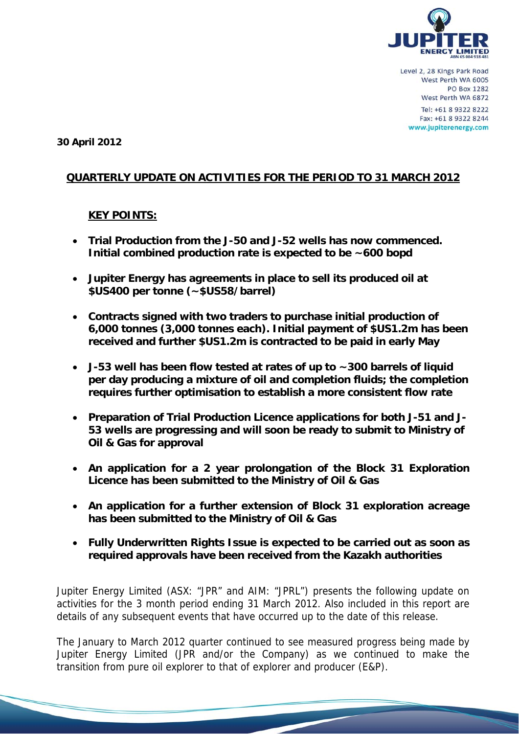Level 2, 28 Kings Park Road
West Perth WA 6005
PO Box 1282
West Perth WA 6872
Tel: +61 8 9322 8222
Fax: +61 8 9322 8244
www.jupiterenergy.com

**30 April 2012**

## QUARTERLY UPDATE ON ACTIVITIES FOR THE PERIOD TO 31 MARCH 2012

### KEY POINTS:

- **Trial Production from the J-50 and J-52 wells has now commenced. Initial combined production rate is expected to be ~600 bopd**
- **Jupiter Energy has agreements in place to sell its produced oil at $US400 per tonne (~$US58/barrel)**
- **Contracts signed with two traders to purchase initial production of 6,000 tonnes (3,000 tonnes each). Initial payment of $US1.2m has been received and further $US1.2m is contracted to be paid in early May**
- **J-53 well has been flow tested at rates of up to ~300 barrels of liquid per day producing a mixture of oil and completion fluids; the completion requires further optimisation to establish a more consistent flow rate**
- **Preparation of Trial Production Licence applications for both J-51 and J-53 wells are progressing and will soon be ready to submit to Ministry of Oil & Gas for approval**
- **An application for a 2 year prolongation of the Block 31 Exploration Licence has been submitted to the Ministry of Oil & Gas**
- **An application for a further extension of Block 31 exploration acreage has been submitted to the Ministry of Oil & Gas**
- **Fully Underwritten Rights Issue is expected to be carried out as soon as required approvals have been received from the Kazakh authorities**

Jupiter Energy Limited (ASX: "JPR" and AIM: "JPRL") presents the following update on activities for the 3 month period ending 31 March 2012. Also included in this report are details of any subsequent events that have occurred up to the date of this release.

The January to March 2012 quarter continued to see measured progress being made by Jupiter Energy Limited (JPR and/or the Company) as we continued to make the transition from pure oil explorer to that of explorer and producer (E&P).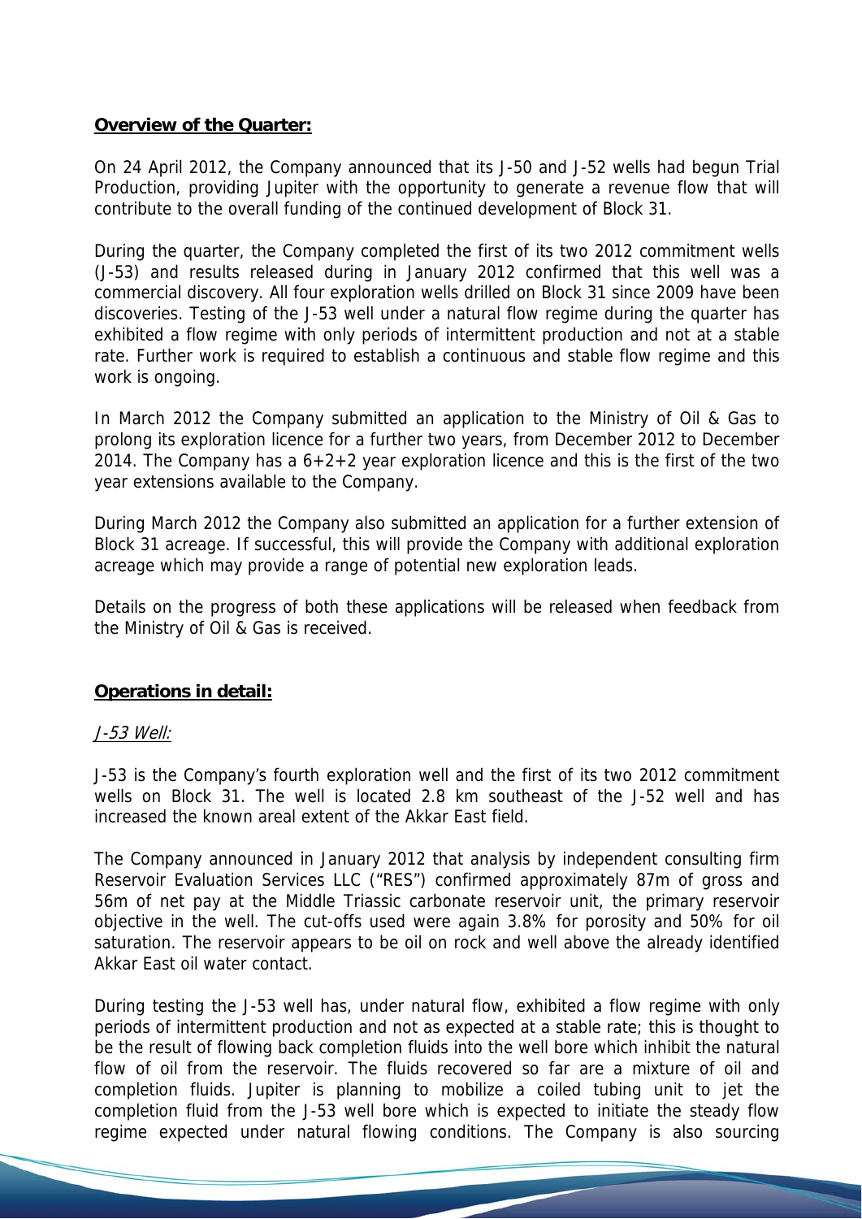**Overview of the Quarter:**

On 24 April 2012, the Company announced that its J-50 and J-52 wells had begun Trial Production, providing Jupiter with the opportunity to generate a revenue flow that will contribute to the overall funding of the continued development of Block 31.

During the quarter, the Company completed the first of its two 2012 commitment wells (J-53) and results released during in January 2012 confirmed that this well was a commercial discovery. All four exploration wells drilled on Block 31 since 2009 have been discoveries. Testing of the J-53 well under a natural flow regime during the quarter has exhibited a flow regime with only periods of intermittent production and not at a stable rate. Further work is required to establish a continuous and stable flow regime and this work is ongoing.

In March 2012 the Company submitted an application to the Ministry of Oil & Gas to prolong its exploration licence for a further two years, from December 2012 to December 2014. The Company has a 6+2+2 year exploration licence and this is the first of the two year extensions available to the Company.

During March 2012 the Company also submitted an application for a further extension of Block 31 acreage. If successful, this will provide the Company with additional exploration acreage which may provide a range of potential new exploration leads.

Details on the progress of both these applications will be released when feedback from the Ministry of Oil & Gas is received.

**Operations in detail:**

*J-53 Well:*

J-53 is the Company's fourth exploration well and the first of its two 2012 commitment wells on Block 31. The well is located 2.8 km southeast of the J-52 well and has increased the known areal extent of the Akkar East field.

The Company announced in January 2012 that analysis by independent consulting firm Reservoir Evaluation Services LLC ("RES") confirmed approximately 87m of gross and 56m of net pay at the Middle Triassic carbonate reservoir unit, the primary reservoir objective in the well. The cut-offs used were again 3.8% for porosity and 50% for oil saturation. The reservoir appears to be oil on rock and well above the already identified Akkar East oil water contact.

During testing the J-53 well has, under natural flow, exhibited a flow regime with only periods of intermittent production and not as expected at a stable rate; this is thought to be the result of flowing back completion fluids into the well bore which inhibit the natural flow of oil from the reservoir. The fluids recovered so far are a mixture of oil and completion fluids. Jupiter is planning to mobilize a coiled tubing unit to jet the completion fluid from the J-53 well bore which is expected to initiate the steady flow regime expected under natural flowing conditions. The Company is also sourcing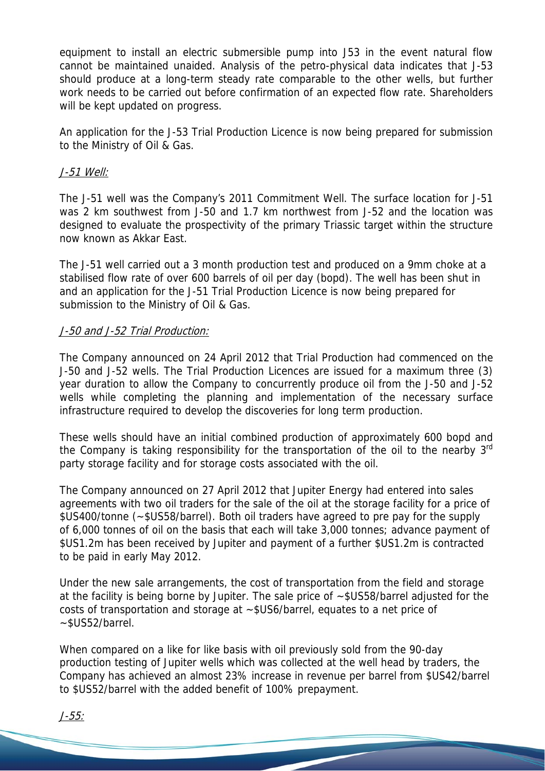equipment to install an electric submersible pump into J53 in the event natural flow cannot be maintained unaided. Analysis of the petro-physical data indicates that J-53 should produce at a long-term steady rate comparable to the other wells, but further work needs to be carried out before confirmation of an expected flow rate. Shareholders will be kept updated on progress.

An application for the J-53 Trial Production Licence is now being prepared for submission to the Ministry of Oil & Gas.

### J-51 Well:

The J-51 well was the Company's 2011 Commitment Well. The surface location for J-51 was 2 km southwest from J-50 and 1.7 km northwest from J-52 and the location was designed to evaluate the prospectivity of the primary Triassic target within the structure now known as Akkar East.

The J-51 well carried out a 3 month production test and produced on a 9mm choke at a stabilised flow rate of over 600 barrels of oil per day (bopd). The well has been shut in and an application for the J-51 Trial Production Licence is now being prepared for submission to the Ministry of Oil & Gas.

### J-50 and J-52 Trial Production:

The Company announced on 24 April 2012 that Trial Production had commenced on the J-50 and J-52 wells. The Trial Production Licences are issued for a maximum three (3) year duration to allow the Company to concurrently produce oil from the J-50 and J-52 wells while completing the planning and implementation of the necessary surface infrastructure required to develop the discoveries for long term production.

These wells should have an initial combined production of approximately 600 bopd and the Company is taking responsibility for the transportation of the oil to the nearby 3rd party storage facility and for storage costs associated with the oil.

The Company announced on 27 April 2012 that Jupiter Energy had entered into sales agreements with two oil traders for the sale of the oil at the storage facility for a price of $US400/tonne (~$US58/barrel). Both oil traders have agreed to pre pay for the supply of 6,000 tonnes of oil on the basis that each will take 3,000 tonnes; advance payment of $US1.2m has been received by Jupiter and payment of a further $US1.2m is contracted to be paid in early May 2012.

Under the new sale arrangements, the cost of transportation from the field and storage at the facility is being borne by Jupiter. The sale price of ~$US58/barrel adjusted for the costs of transportation and storage at ~$US6/barrel, equates to a net price of ~$US52/barrel.

When compared on a like for like basis with oil previously sold from the 90-day production testing of Jupiter wells which was collected at the well head by traders, the Company has achieved an almost 23% increase in revenue per barrel from $US42/barrel to $US52/barrel with the added benefit of 100% prepayment.

### J-55: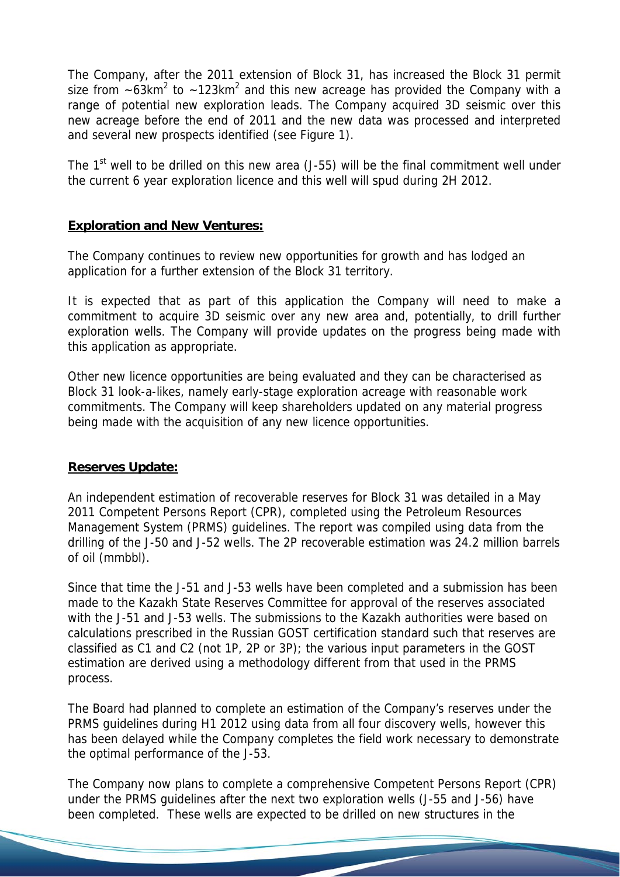The Company, after the 2011 extension of Block 31, has increased the Block 31 permit size from ~63km$^2$ to ~123km$^2$ and this new acreage has provided the Company with a range of potential new exploration leads. The Company acquired 3D seismic over this new acreage before the end of 2011 and the new data was processed and interpreted and several new prospects identified (see Figure 1).

The 1$^{st}$ well to be drilled on this new area (J-55) will be the final commitment well under the current 6 year exploration licence and this well will spud during 2H 2012.

**Exploration and New Ventures:**

The Company continues to review new opportunities for growth and has lodged an application for a further extension of the Block 31 territory.

It is expected that as part of this application the Company will need to make a commitment to acquire 3D seismic over any new area and, potentially, to drill further exploration wells. The Company will provide updates on the progress being made with this application as appropriate.

Other new licence opportunities are being evaluated and they can be characterised as Block 31 look-a-likes, namely early-stage exploration acreage with reasonable work commitments. The Company will keep shareholders updated on any material progress being made with the acquisition of any new licence opportunities.

**Reserves Update:**

An independent estimation of recoverable reserves for Block 31 was detailed in a May 2011 Competent Persons Report (CPR), completed using the Petroleum Resources Management System (PRMS) guidelines. The report was compiled using data from the drilling of the J-50 and J-52 wells. The 2P recoverable estimation was 24.2 million barrels of oil (mmbbl).

Since that time the J-51 and J-53 wells have been completed and a submission has been made to the Kazakh State Reserves Committee for approval of the reserves associated with the J-51 and J-53 wells. The submissions to the Kazakh authorities were based on calculations prescribed in the Russian GOST certification standard such that reserves are classified as C1 and C2 (not 1P, 2P or 3P); the various input parameters in the GOST estimation are derived using a methodology different from that used in the PRMS process.

The Board had planned to complete an estimation of the Company's reserves under the PRMS guidelines during H1 2012 using data from all four discovery wells, however this has been delayed while the Company completes the field work necessary to demonstrate the optimal performance of the J-53.

The Company now plans to complete a comprehensive Competent Persons Report (CPR) under the PRMS guidelines after the next two exploration wells (J-55 and J-56) have been completed. These wells are expected to be drilled on new structures in the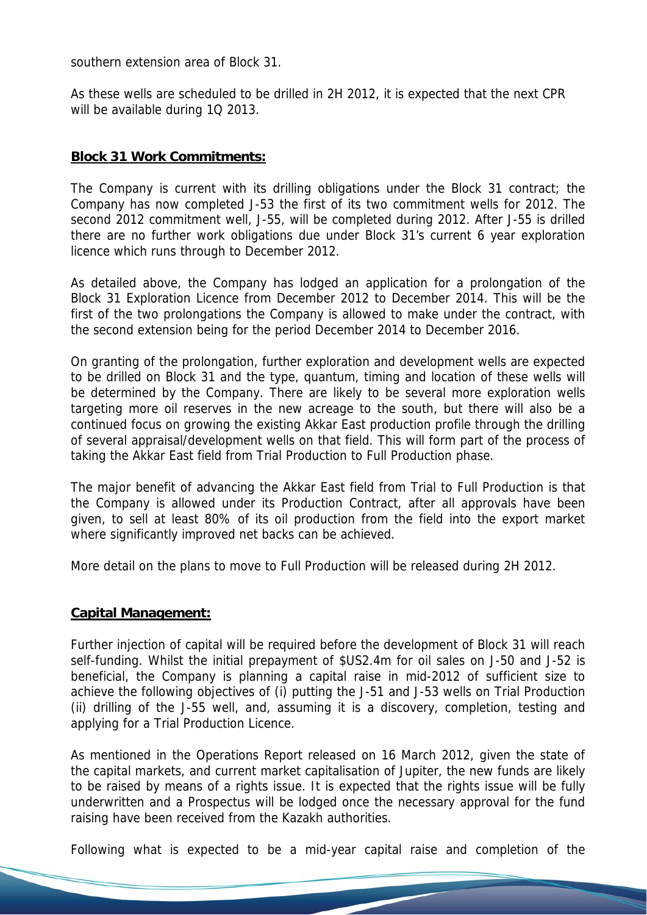southern extension area of Block 31.

As these wells are scheduled to be drilled in 2H 2012, it is expected that the next CPR will be available during 1Q 2013.

**Block 31 Work Commitments:**

The Company is current with its drilling obligations under the Block 31 contract; the Company has now completed J-53 the first of its two commitment wells for 2012. The second 2012 commitment well, J-55, will be completed during 2012. After J-55 is drilled there are no further work obligations due under Block 31's current 6 year exploration licence which runs through to December 2012.

As detailed above, the Company has lodged an application for a prolongation of the Block 31 Exploration Licence from December 2012 to December 2014. This will be the first of the two prolongations the Company is allowed to make under the contract, with the second extension being for the period December 2014 to December 2016.

On granting of the prolongation, further exploration and development wells are expected to be drilled on Block 31 and the type, quantum, timing and location of these wells will be determined by the Company. There are likely to be several more exploration wells targeting more oil reserves in the new acreage to the south, but there will also be a continued focus on growing the existing Akkar East production profile through the drilling of several appraisal/development wells on that field. This will form part of the process of taking the Akkar East field from Trial Production to Full Production phase.

The major benefit of advancing the Akkar East field from Trial to Full Production is that the Company is allowed under its Production Contract, after all approvals have been given, to sell at least 80% of its oil production from the field into the export market where significantly improved net backs can be achieved.

More detail on the plans to move to Full Production will be released during 2H 2012.

**Capital Management:**

Further injection of capital will be required before the development of Block 31 will reach self-funding. Whilst the initial prepayment of $US2.4m for oil sales on J-50 and J-52 is beneficial, the Company is planning a capital raise in mid-2012 of sufficient size to achieve the following objectives of (i) putting the J-51 and J-53 wells on Trial Production (ii) drilling of the J-55 well, and, assuming it is a discovery, completion, testing and applying for a Trial Production Licence.

As mentioned in the Operations Report released on 16 March 2012, given the state of the capital markets, and current market capitalisation of Jupiter, the new funds are likely to be raised by means of a rights issue. It is expected that the rights issue will be fully underwritten and a Prospectus will be lodged once the necessary approval for the fund raising have been received from the Kazakh authorities.

Following what is expected to be a mid-year capital raise and completion of the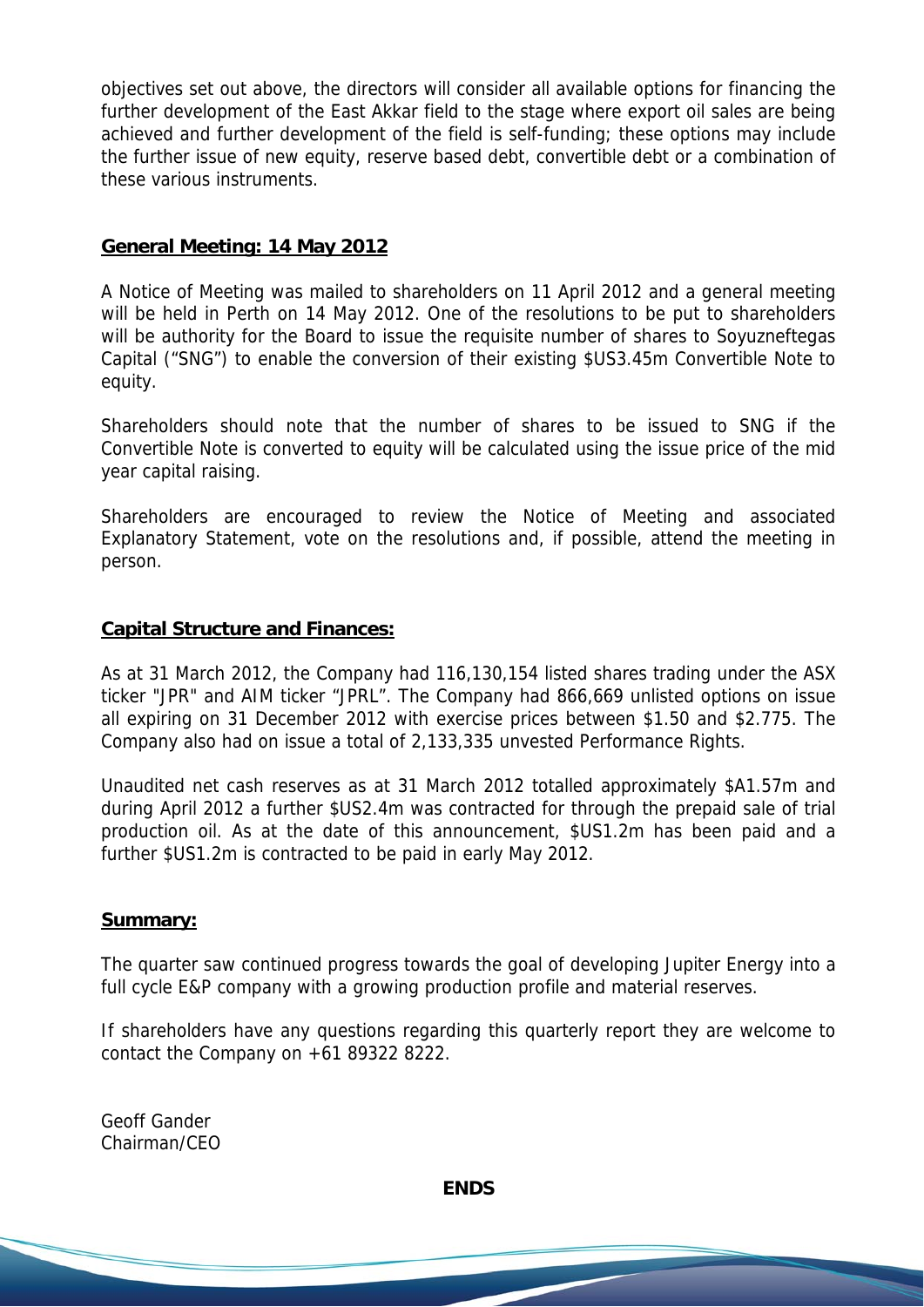objectives set out above, the directors will consider all available options for financing the further development of the East Akkar field to the stage where export oil sales are being achieved and further development of the field is self-funding; these options may include the further issue of new equity, reserve based debt, convertible debt or a combination of these various instruments.

## General Meeting: 14 May 2012

A Notice of Meeting was mailed to shareholders on 11 April 2012 and a general meeting will be held in Perth on 14 May 2012. One of the resolutions to be put to shareholders will be authority for the Board to issue the requisite number of shares to Soyuzneftegas Capital ("SNG") to enable the conversion of their existing $US3.45m Convertible Note to equity.

Shareholders should note that the number of shares to be issued to SNG if the Convertible Note is converted to equity will be calculated using the issue price of the mid year capital raising.

Shareholders are encouraged to review the Notice of Meeting and associated Explanatory Statement, vote on the resolutions and, if possible, attend the meeting in person.

## Capital Structure and Finances:

As at 31 March 2012, the Company had 116,130,154 listed shares trading under the ASX ticker "JPR" and AIM ticker "JPRL". The Company had 866,669 unlisted options on issue all expiring on 31 December 2012 with exercise prices between $1.50 and $2.775. The Company also had on issue a total of 2,133,335 unvested Performance Rights.

Unaudited net cash reserves as at 31 March 2012 totalled approximately $A1.57m and during April 2012 a further $US2.4m was contracted for through the prepaid sale of trial production oil. As at the date of this announcement, $US1.2m has been paid and a further $US1.2m is contracted to be paid in early May 2012.

## Summary:

The quarter saw continued progress towards the goal of developing Jupiter Energy into a full cycle E&P company with a growing production profile and material reserves.

If shareholders have any questions regarding this quarterly report they are welcome to contact the Company on +61 89322 8222.

Geoff Gander
Chairman/CEO

**ENDS**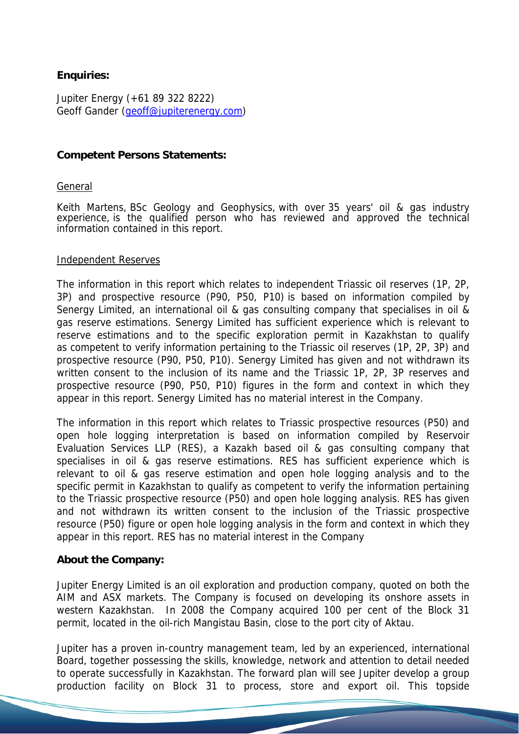**Enquiries:**

Jupiter Energy (+61 89 322 8222)
Geoff Gander (geoff@jupiterenergy.com)

**Competent Persons Statements:**

General

Keith Martens, BSc Geology and Geophysics, with over 35 years' oil & gas industry experience, is the qualified person who has reviewed and approved the technical information contained in this report.

Independent Reserves

The information in this report which relates to independent Triassic oil reserves (1P, 2P, 3P) and prospective resource (P90, P50, P10) is based on information compiled by Senergy Limited, an international oil & gas consulting company that specialises in oil & gas reserve estimations. Senergy Limited has sufficient experience which is relevant to reserve estimations and to the specific exploration permit in Kazakhstan to qualify as competent to verify information pertaining to the Triassic oil reserves (1P, 2P, 3P) and prospective resource (P90, P50, P10). Senergy Limited has given and not withdrawn its written consent to the inclusion of its name and the Triassic 1P, 2P, 3P reserves and prospective resource (P90, P50, P10) figures in the form and context in which they appear in this report. Senergy Limited has no material interest in the Company.

The information in this report which relates to Triassic prospective resources (P50) and open hole logging interpretation is based on information compiled by Reservoir Evaluation Services LLP (RES), a Kazakh based oil & gas consulting company that specialises in oil & gas reserve estimations. RES has sufficient experience which is relevant to oil & gas reserve estimation and open hole logging analysis and to the specific permit in Kazakhstan to qualify as competent to verify the information pertaining to the Triassic prospective resource (P50) and open hole logging analysis. RES has given and not withdrawn its written consent to the inclusion of the Triassic prospective resource (P50) figure or open hole logging analysis in the form and context in which they appear in this report. RES has no material interest in the Company

**About the Company:**

Jupiter Energy Limited is an oil exploration and production company, quoted on both the AIM and ASX markets. The Company is focused on developing its onshore assets in western Kazakhstan. In 2008 the Company acquired 100 per cent of the Block 31 permit, located in the oil-rich Mangistau Basin, close to the port city of Aktau.

Jupiter has a proven in-country management team, led by an experienced, international Board, together possessing the skills, knowledge, network and attention to detail needed to operate successfully in Kazakhstan. The forward plan will see Jupiter develop a group production facility on Block 31 to process, store and export oil. This topside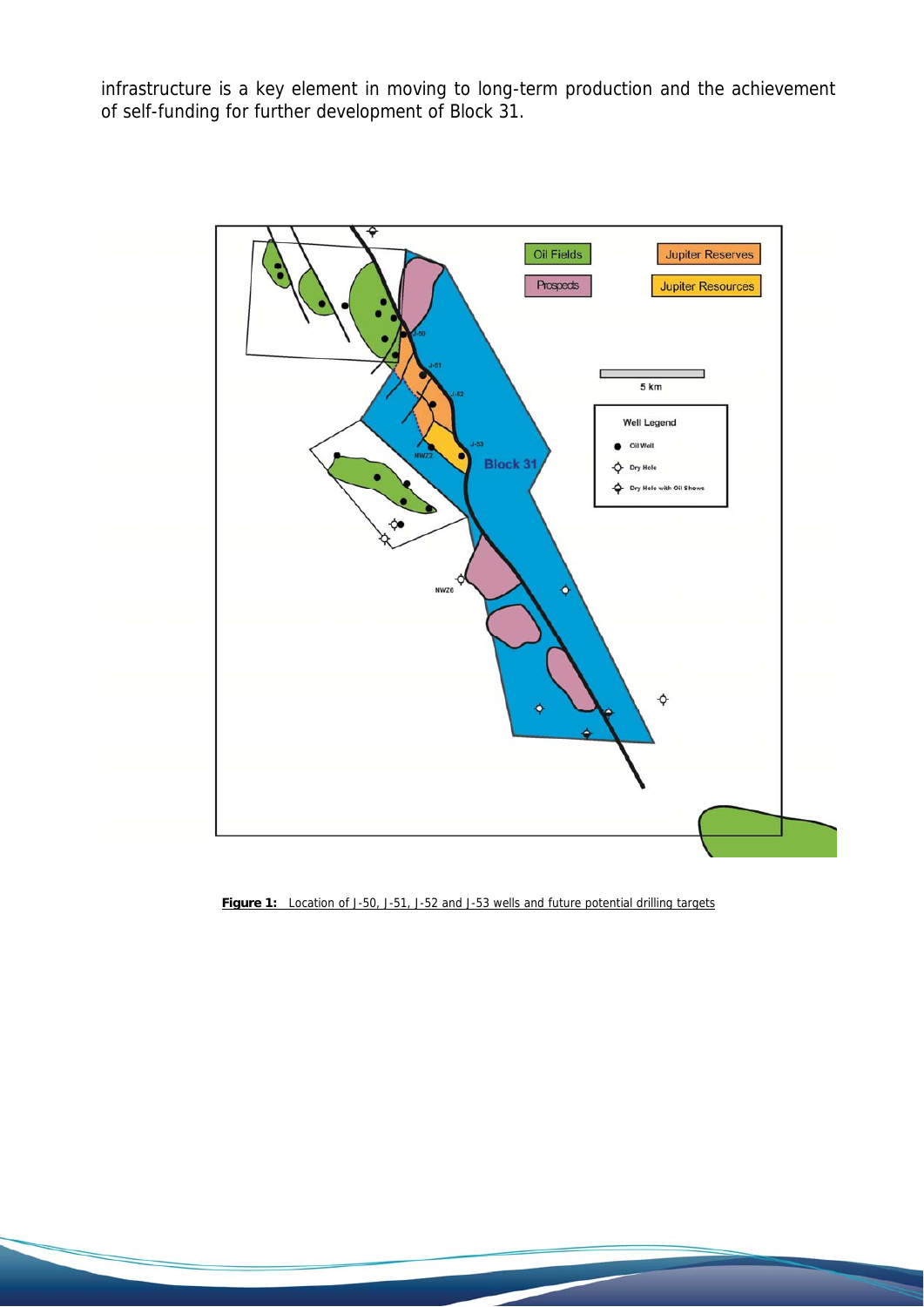infrastructure is a key element in moving to long-term production and the achievement of self-funding for further development of Block 31.

Oil Fields

Prospects

Jupiter Reserves

Jupiter Resources

5 km

Well Legend

Oil Well

Dry Hole

Dry Hole with Oil Shows

Block 31

J-50

J-51

J-52

J-53

NWZ2

NWZ6

**Figure 1:** Location of J-50, J-51, J-52 and J-53 wells and future potential drilling targets